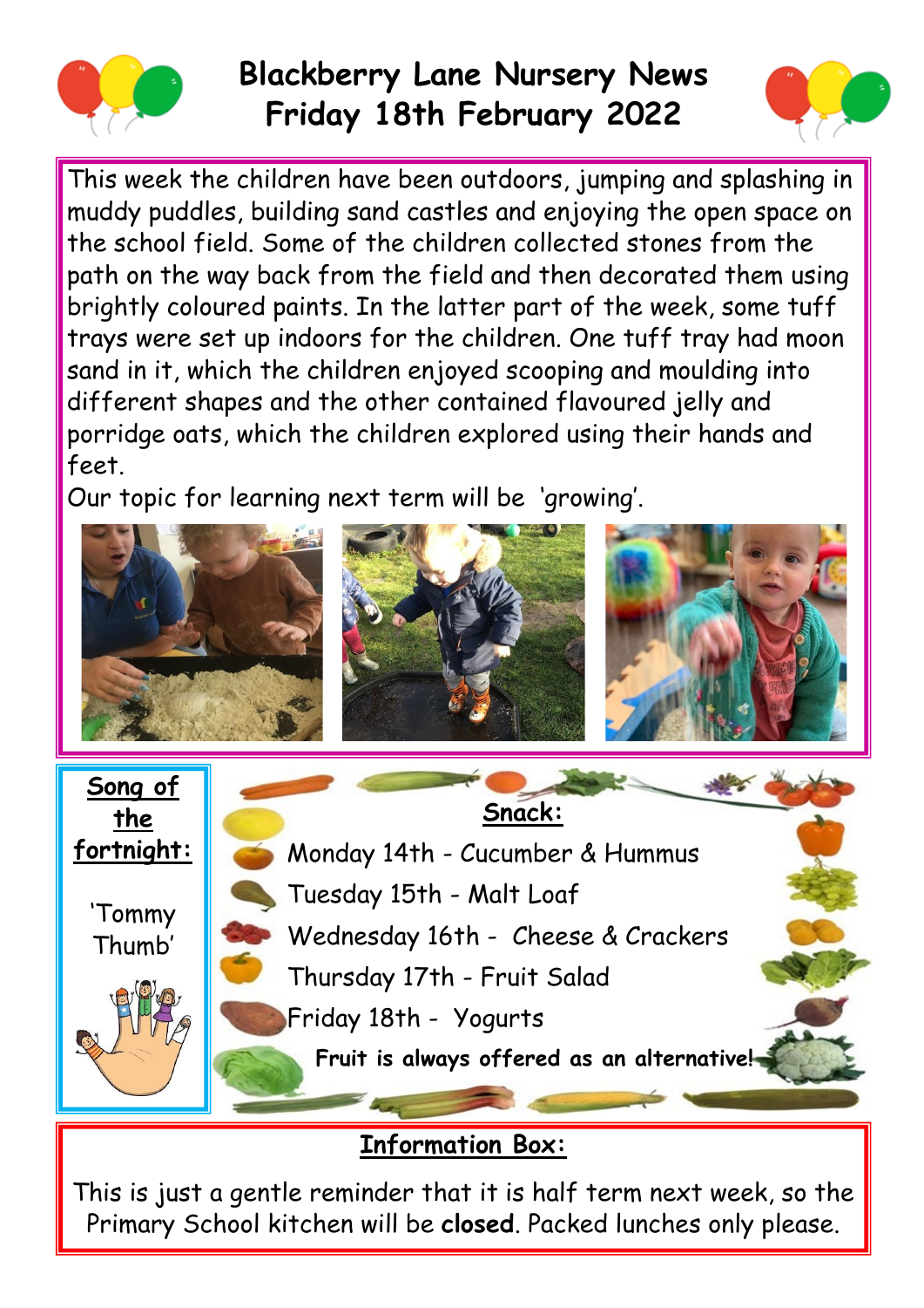# Blackberry Lane Nursery News
## Friday 18th February 2022

This week the children have been outdoors, jumping and splashing in muddy puddles, building sand castles and enjoying the open space on the school field. Some of the children collected stones from the path on the way back from the field and then decorated them using brightly coloured paints. In the latter part of the week, some tuff trays were set up indoors for the children. One tuff tray had moon sand in it, which the children enjoyed scooping and moulding into different shapes and the other contained flavoured jelly and porridge oats, which the children explored using their hands and feet.

Our topic for learning next term will be 'growing'.

**Song of the fortnight:**

'Tommy Thumb'

**Snack:**

Monday 14th - Cucumber & Hummus

Tuesday 15th - Malt Loaf

Wednesday 16th - Cheese & Crackers

Thursday 17th - Fruit Salad

Friday 18th - Yogurts

**Fruit is always offered as an alternative!**

**Information Box:**

This is just a gentle reminder that it is half term next week, so the Primary School kitchen will be **closed**. Packed lunches only please.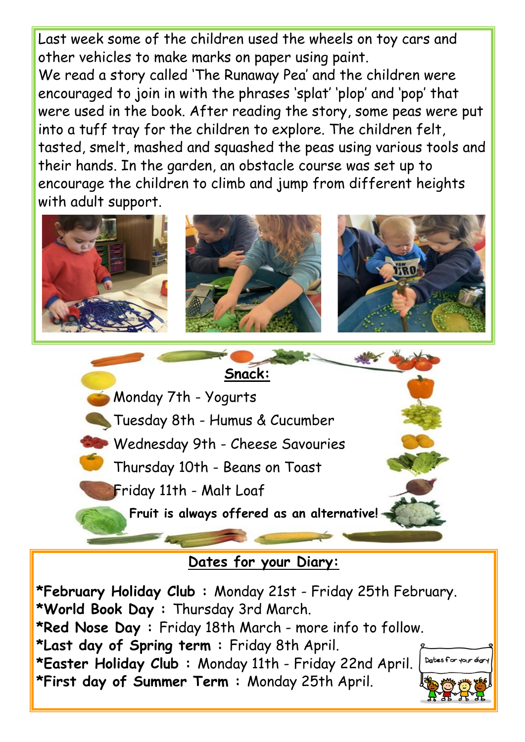Last week some of the children used the wheels on toy cars and other vehicles to make marks on paper using paint.
We read a story called 'The Runaway Pea' and the children were encouraged to join in with the phrases 'splat' 'plop' and 'pop' that were used in the book. After reading the story, some peas were put into a tuff tray for the children to explore. The children felt, tasted, smelt, mashed and squashed the peas using various tools and their hands. In the garden, an obstacle course was set up to encourage the children to climb and jump from different heights with adult support.

## Snack:

Monday 7th - Yogurts
Tuesday 8th - Humus & Cucumber
Wednesday 9th - Cheese Savouries
Thursday 10th - Beans on Toast
Friday 11th - Malt Loaf

**Fruit is always offered as an alternative!**

## Dates for your Diary:

***February Holiday Club** : Monday 21st - Friday 25th February.
***World Book Day** : Thursday 3rd March.
***Red Nose Day** : Friday 18th March - more info to follow.
***Last day of Spring term** : Friday 8th April.
***Easter Holiday Club** : Monday 11th - Friday 22nd April.
***First day of Summer Term** : Monday 25th April.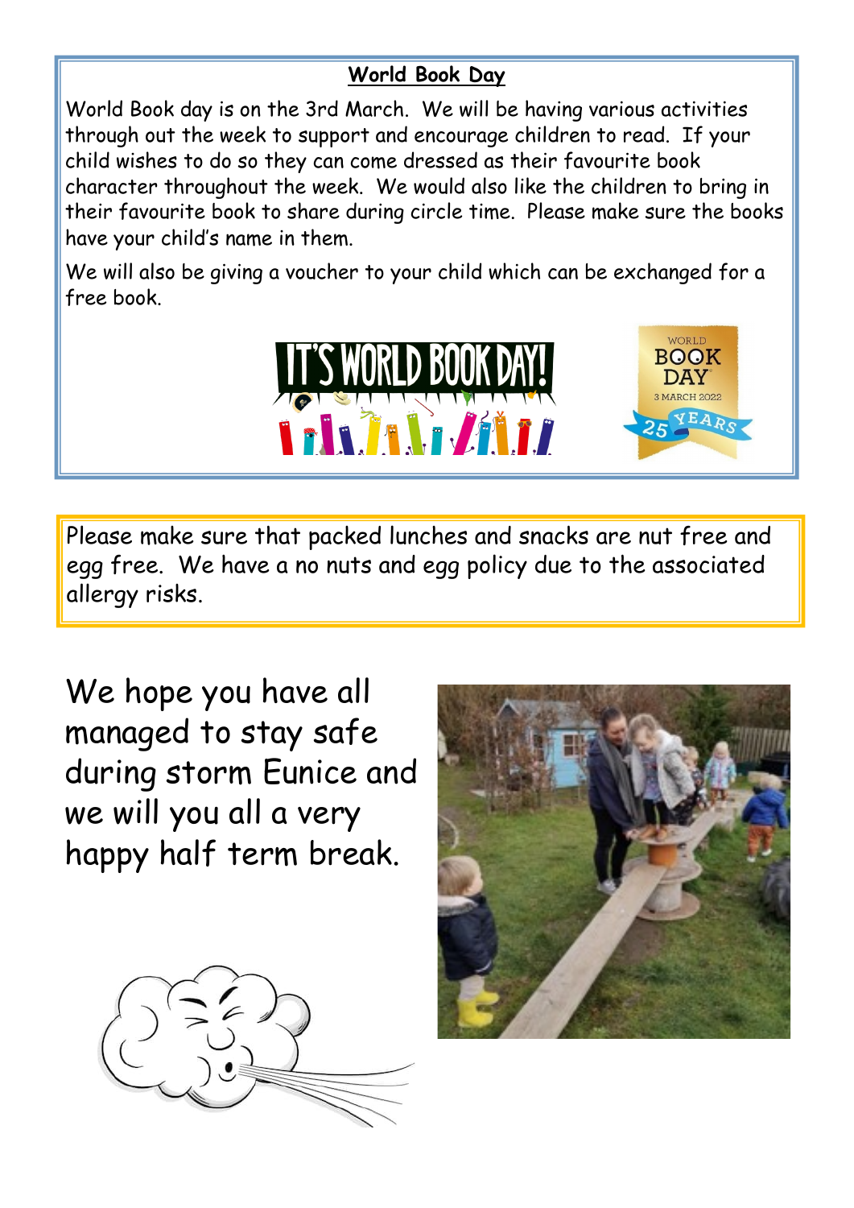## World Book Day

World Book day is on the 3rd March. We will be having various activities through out the week to support and encourage children to read. If your child wishes to do so they can come dressed as their favourite book character throughout the week. We would also like the children to bring in their favourite book to share during circle time. Please make sure the books have your child's name in them.

We will also be giving a voucher to your child which can be exchanged for a free book.

Please make sure that packed lunches and snacks are nut free and egg free. We have a no nuts and egg policy due to the associated allergy risks.

We hope you have all managed to stay safe during storm Eunice and we will you all a very happy half term break.